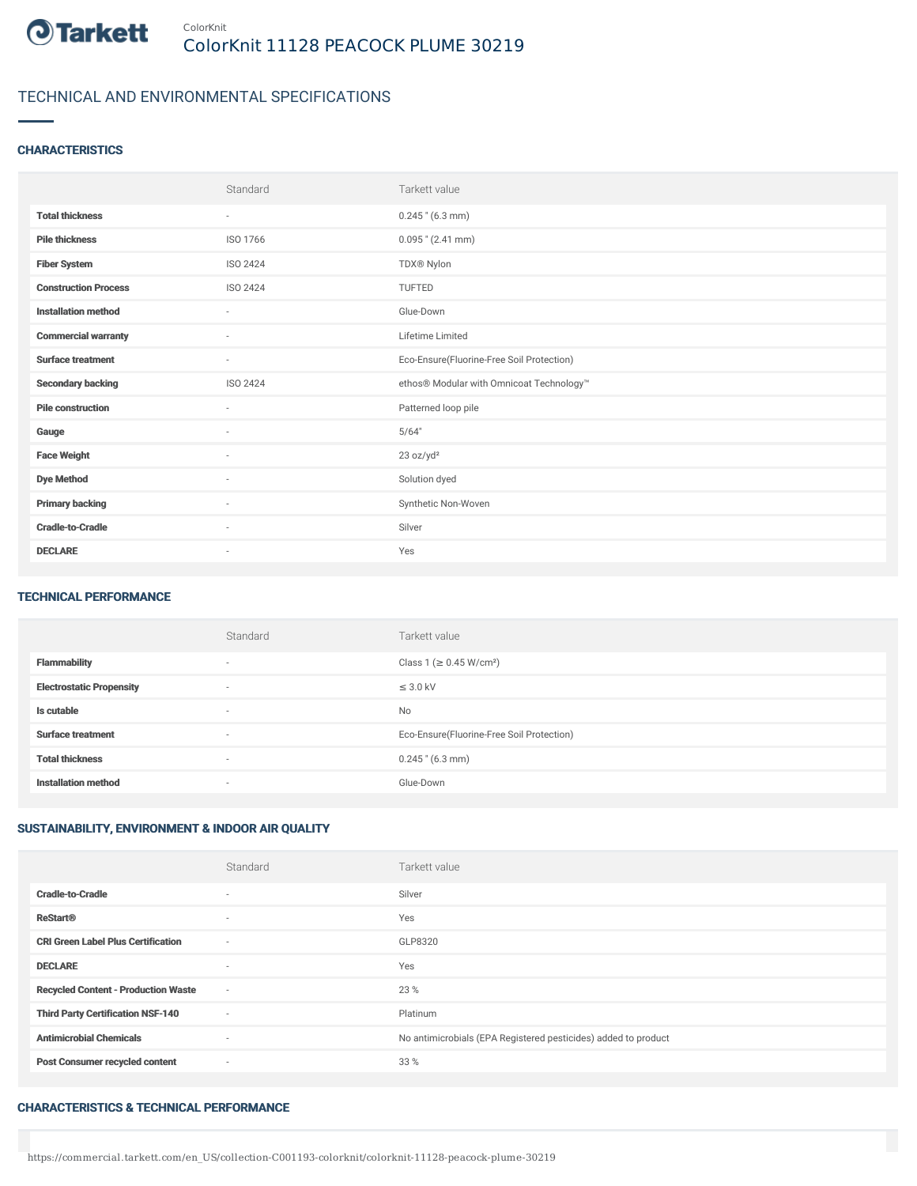ColorKnit

# ColorKnit 11128 PEACOCK PLUME 30219

## TECHNICAL AND ENVIRONMENTAL SPECIFICATIONS

### CHARACTERISTICS

| | Standard | Tarkett value |
|---|---|---|
| **Total thickness** | - | 0.245 " (6.3 mm) |
| **Pile thickness** | ISO 1766 | 0.095 " (2.41 mm) |
| **Fiber System** | ISO 2424 | TDX® Nylon |
| **Construction Process** | ISO 2424 | TUFTED |
| **Installation method** | - | Glue-Down |
| **Commercial warranty** | - | Lifetime Limited |
| **Surface treatment** | - | Eco-Ensure(Fluorine-Free Soil Protection) |
| **Secondary backing** | ISO 2424 | ethos® Modular with Omnicoat Technology™ |
| **Pile construction** | - | Patterned loop pile |
| **Gauge** | - | 5/64" |
| **Face Weight** | - | 23 oz/yd² |
| **Dye Method** | - | Solution dyed |
| **Primary backing** | - | Synthetic Non-Woven |
| **Cradle-to-Cradle** | - | Silver |
| **DECLARE** | - | Yes |

### TECHNICAL PERFORMANCE

| | Standard | Tarkett value |
|---|---|---|
| **Flammability** | - | Class 1 (≥ 0.45 W/cm²) |
| **Electrostatic Propensity** | - | ≤ 3.0 kV |
| **Is cutable** | - | No |
| **Surface treatment** | - | Eco-Ensure(Fluorine-Free Soil Protection) |
| **Total thickness** | - | 0.245 " (6.3 mm) |
| **Installation method** | - | Glue-Down |

### SUSTAINABILITY, ENVIRONMENT & INDOOR AIR QUALITY

| | Standard | Tarkett value |
|---|---|---|
| **Cradle-to-Cradle** | - | Silver |
| **ReStart®** | - | Yes |
| **CRI Green Label Plus Certification** | - | GLP8320 |
| **DECLARE** | - | Yes |
| **Recycled Content - Production Waste** | - | 23 % |
| **Third Party Certification NSF-140** | - | Platinum |
| **Antimicrobial Chemicals** | - | No antimicrobials (EPA Registered pesticides) added to product |
| **Post Consumer recycled content** | - | 33 % |

### CHARACTERISTICS & TECHNICAL PERFORMANCE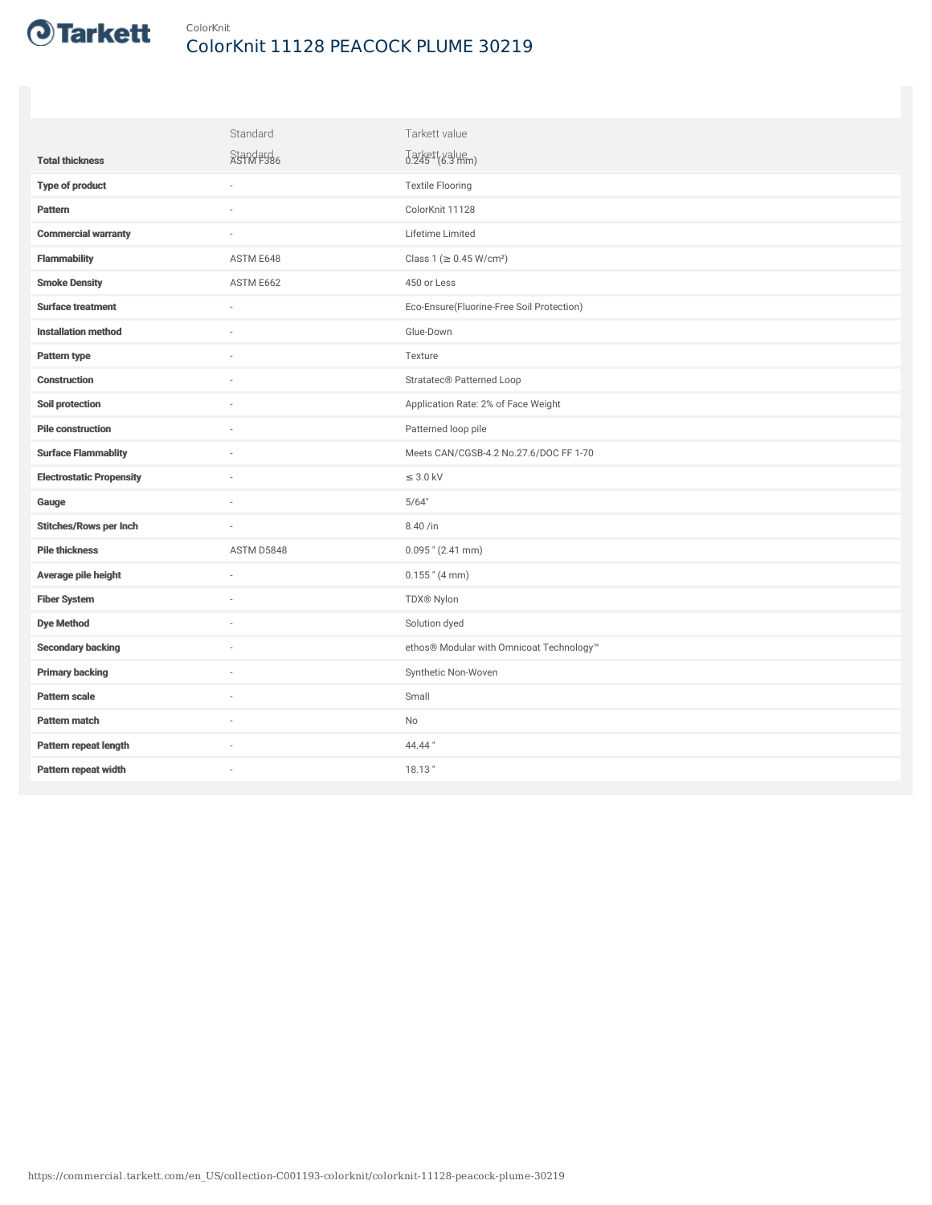ColorKnit

# ColorKnit 11128 PEACOCK PLUME 30219

| | Standard | Tarkett value |
|---|---|---|
| **Total thickness** | ASTM F386 | 0.245 " (6.3 mm) |
| **Type of product** | - | Textile Flooring |
| **Pattern** | - | ColorKnit 11128 |
| **Commercial warranty** | - | Lifetime Limited |
| **Flammability** | ASTM E648 | Class 1 (≥ 0.45 W/cm²) |
| **Smoke Density** | ASTM E662 | 450 or Less |
| **Surface treatment** | - | Eco-Ensure(Fluorine-Free Soil Protection) |
| **Installation method** | - | Glue-Down |
| **Pattern type** | - | Texture |
| **Construction** | - | Stratatec® Patterned Loop |
| **Soil protection** | - | Application Rate: 2% of Face Weight |
| **Pile construction** | - | Patterned loop pile |
| **Surface Flammablity** | - | Meets CAN/CGSB-4.2 No.27.6/DOC FF 1-70 |
| **Electrostatic Propensity** | - | ≤ 3.0 kV |
| **Gauge** | - | 5/64" |
| **Stitches/Rows per Inch** | - | 8.40 /in |
| **Pile thickness** | ASTM D5848 | 0.095 " (2.41 mm) |
| **Average pile height** | - | 0.155 " (4 mm) |
| **Fiber System** | - | TDX® Nylon |
| **Dye Method** | - | Solution dyed |
| **Secondary backing** | - | ethos® Modular with Omnicoat Technology™ |
| **Primary backing** | - | Synthetic Non-Woven |
| **Pattern scale** | - | Small |
| **Pattern match** | - | No |
| **Pattern repeat length** | - | 44.44 " |
| **Pattern repeat width** | - | 18.13 " |

https://commercial.tarkett.com/en_US/collection-C001193-colorknit/colorknit-11128-peacock-plume-30219